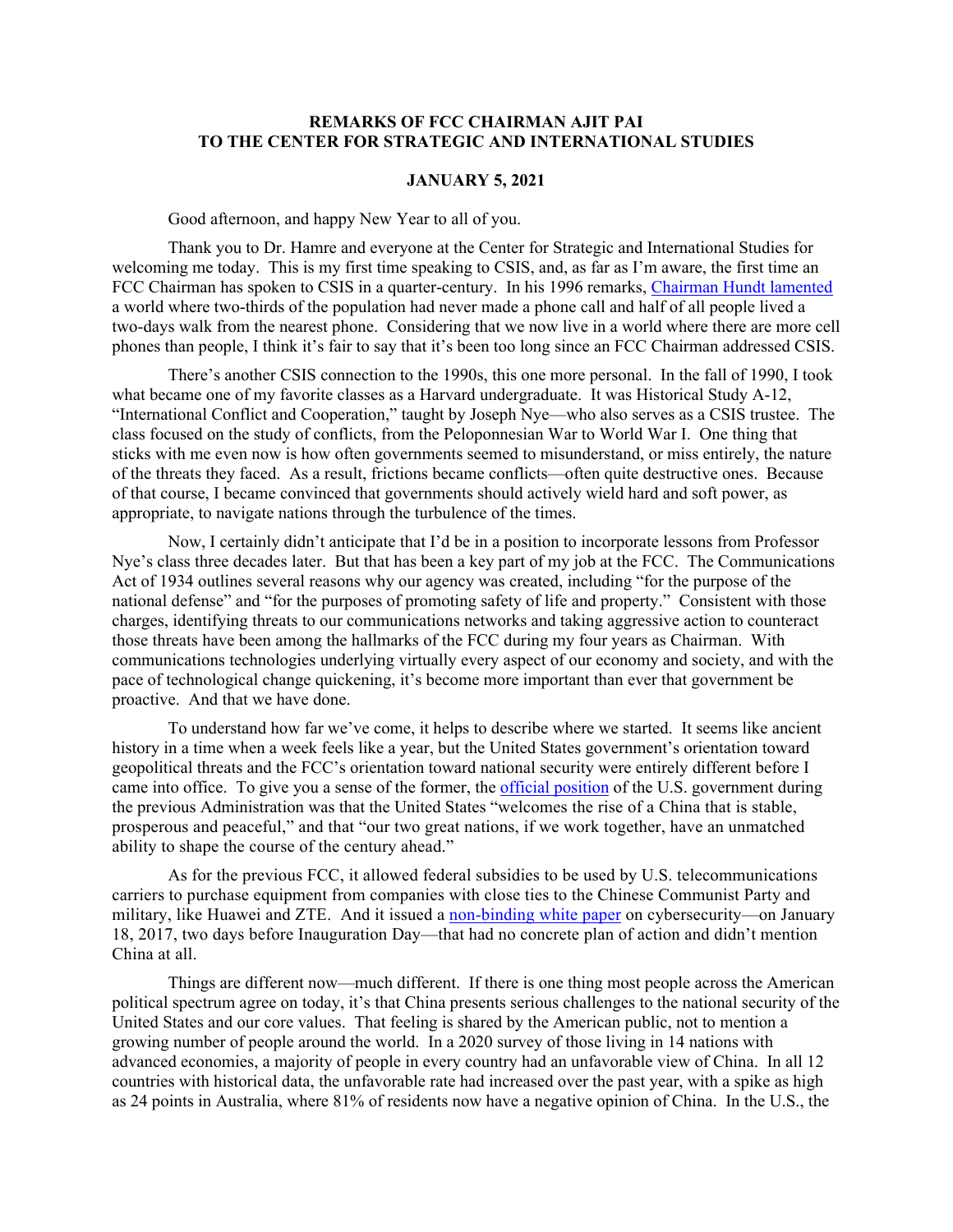**REMARKS OF FCC CHAIRMAN AJIT PAI**
**TO THE CENTER FOR STRATEGIC AND INTERNATIONAL STUDIES**

**JANUARY 5, 2021**

Good afternoon, and happy New Year to all of you.

Thank you to Dr. Hamre and everyone at the Center for Strategic and International Studies for welcoming me today. This is my first time speaking to CSIS, and, as far as I'm aware, the first time an FCC Chairman has spoken to CSIS in a quarter-century. In his 1996 remarks, Chairman Hundt lamented a world where two-thirds of the population had never made a phone call and half of all people lived a two-days walk from the nearest phone. Considering that we now live in a world where there are more cell phones than people, I think it's fair to say that it's been too long since an FCC Chairman addressed CSIS.

There's another CSIS connection to the 1990s, this one more personal. In the fall of 1990, I took what became one of my favorite classes as a Harvard undergraduate. It was Historical Study A-12, "International Conflict and Cooperation," taught by Joseph Nye—who also serves as a CSIS trustee. The class focused on the study of conflicts, from the Peloponnesian War to World War I. One thing that sticks with me even now is how often governments seemed to misunderstand, or miss entirely, the nature of the threats they faced. As a result, frictions became conflicts—often quite destructive ones. Because of that course, I became convinced that governments should actively wield hard and soft power, as appropriate, to navigate nations through the turbulence of the times.

Now, I certainly didn't anticipate that I'd be in a position to incorporate lessons from Professor Nye's class three decades later. But that has been a key part of my job at the FCC. The Communications Act of 1934 outlines several reasons why our agency was created, including "for the purpose of the national defense" and "for the purposes of promoting safety of life and property." Consistent with those charges, identifying threats to our communications networks and taking aggressive action to counteract those threats have been among the hallmarks of the FCC during my four years as Chairman. With communications technologies underlying virtually every aspect of our economy and society, and with the pace of technological change quickening, it's become more important than ever that government be proactive. And that we have done.

To understand how far we've come, it helps to describe where we started. It seems like ancient history in a time when a week feels like a year, but the United States government's orientation toward geopolitical threats and the FCC's orientation toward national security were entirely different before I came into office. To give you a sense of the former, the official position of the U.S. government during the previous Administration was that the United States "welcomes the rise of a China that is stable, prosperous and peaceful," and that "our two great nations, if we work together, have an unmatched ability to shape the course of the century ahead."

As for the previous FCC, it allowed federal subsidies to be used by U.S. telecommunications carriers to purchase equipment from companies with close ties to the Chinese Communist Party and military, like Huawei and ZTE. And it issued a non-binding white paper on cybersecurity—on January 18, 2017, two days before Inauguration Day—that had no concrete plan of action and didn't mention China at all.

Things are different now—much different. If there is one thing most people across the American political spectrum agree on today, it's that China presents serious challenges to the national security of the United States and our core values. That feeling is shared by the American public, not to mention a growing number of people around the world. In a 2020 survey of those living in 14 nations with advanced economies, a majority of people in every country had an unfavorable view of China. In all 12 countries with historical data, the unfavorable rate had increased over the past year, with a spike as high as 24 points in Australia, where 81% of residents now have a negative opinion of China. In the U.S., the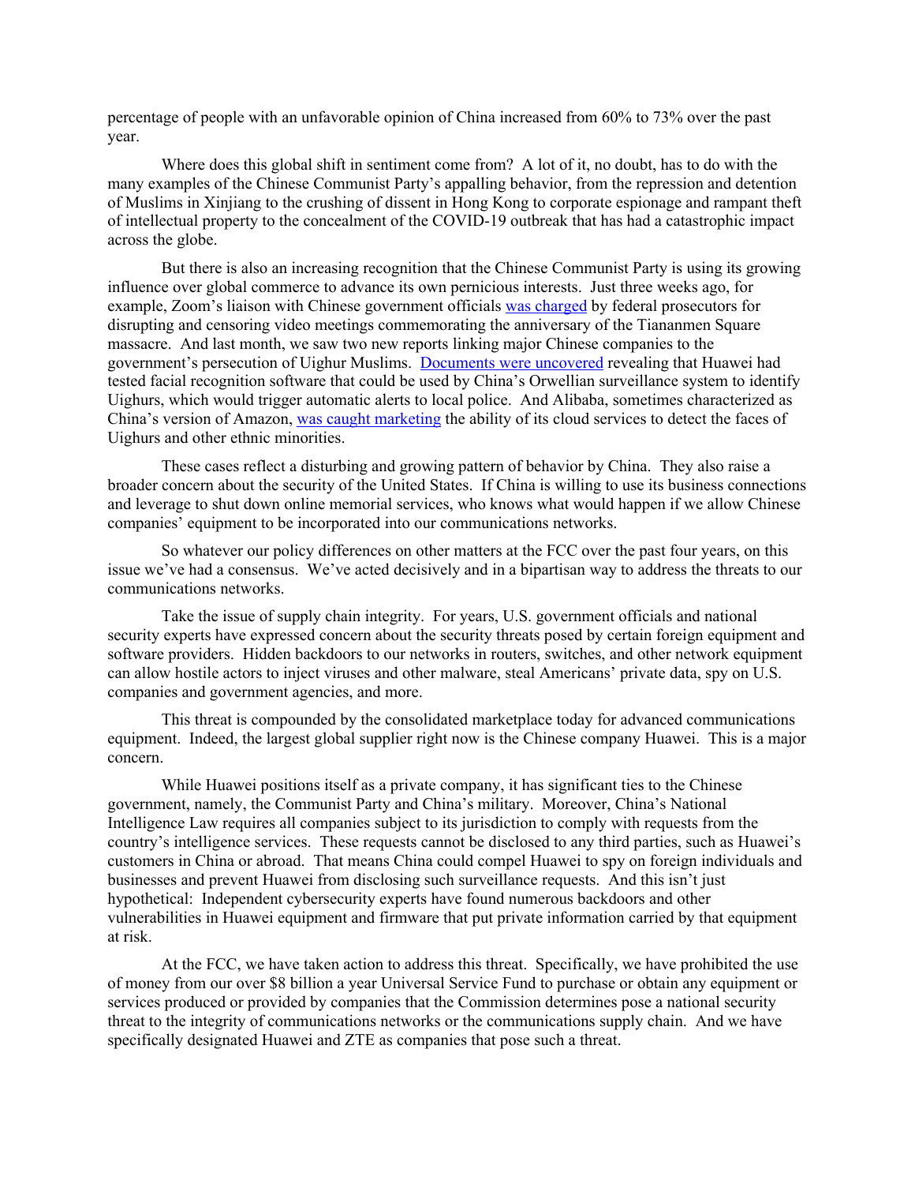percentage of people with an unfavorable opinion of China increased from 60% to 73% over the past year.

Where does this global shift in sentiment come from? A lot of it, no doubt, has to do with the many examples of the Chinese Communist Party's appalling behavior, from the repression and detention of Muslims in Xinjiang to the crushing of dissent in Hong Kong to corporate espionage and rampant theft of intellectual property to the concealment of the COVID-19 outbreak that has had a catastrophic impact across the globe.

But there is also an increasing recognition that the Chinese Communist Party is using its growing influence over global commerce to advance its own pernicious interests. Just three weeks ago, for example, Zoom's liaison with Chinese government officials was charged by federal prosecutors for disrupting and censoring video meetings commemorating the anniversary of the Tiananmen Square massacre. And last month, we saw two new reports linking major Chinese companies to the government's persecution of Uighur Muslims. Documents were uncovered revealing that Huawei had tested facial recognition software that could be used by China's Orwellian surveillance system to identify Uighurs, which would trigger automatic alerts to local police. And Alibaba, sometimes characterized as China's version of Amazon, was caught marketing the ability of its cloud services to detect the faces of Uighurs and other ethnic minorities.

These cases reflect a disturbing and growing pattern of behavior by China. They also raise a broader concern about the security of the United States. If China is willing to use its business connections and leverage to shut down online memorial services, who knows what would happen if we allow Chinese companies' equipment to be incorporated into our communications networks.

So whatever our policy differences on other matters at the FCC over the past four years, on this issue we've had a consensus. We've acted decisively and in a bipartisan way to address the threats to our communications networks.

Take the issue of supply chain integrity. For years, U.S. government officials and national security experts have expressed concern about the security threats posed by certain foreign equipment and software providers. Hidden backdoors to our networks in routers, switches, and other network equipment can allow hostile actors to inject viruses and other malware, steal Americans' private data, spy on U.S. companies and government agencies, and more.

This threat is compounded by the consolidated marketplace today for advanced communications equipment. Indeed, the largest global supplier right now is the Chinese company Huawei. This is a major concern.

While Huawei positions itself as a private company, it has significant ties to the Chinese government, namely, the Communist Party and China's military. Moreover, China's National Intelligence Law requires all companies subject to its jurisdiction to comply with requests from the country's intelligence services. These requests cannot be disclosed to any third parties, such as Huawei's customers in China or abroad. That means China could compel Huawei to spy on foreign individuals and businesses and prevent Huawei from disclosing such surveillance requests. And this isn't just hypothetical: Independent cybersecurity experts have found numerous backdoors and other vulnerabilities in Huawei equipment and firmware that put private information carried by that equipment at risk.

At the FCC, we have taken action to address this threat. Specifically, we have prohibited the use of money from our over $8 billion a year Universal Service Fund to purchase or obtain any equipment or services produced or provided by companies that the Commission determines pose a national security threat to the integrity of communications networks or the communications supply chain. And we have specifically designated Huawei and ZTE as companies that pose such a threat.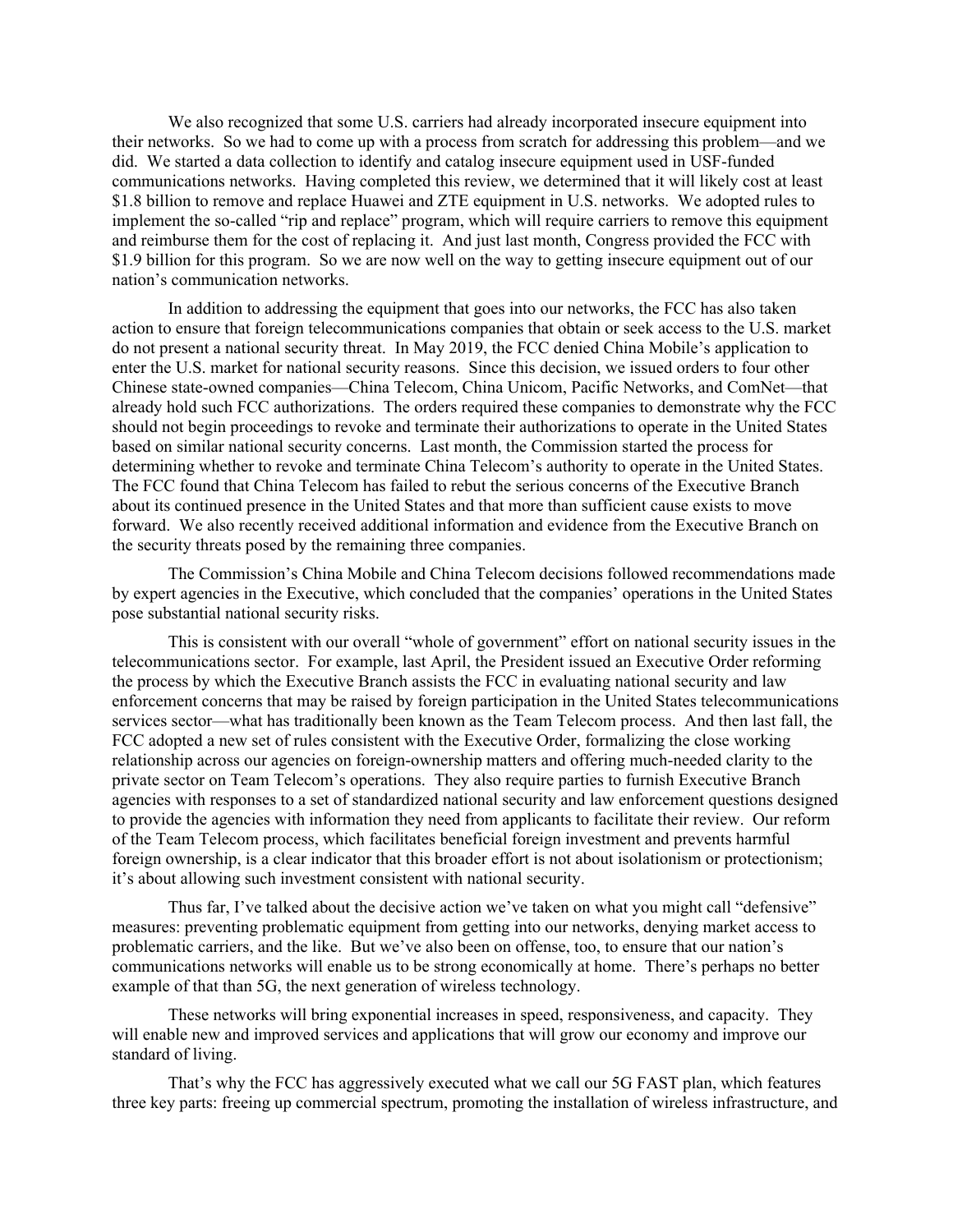We also recognized that some U.S. carriers had already incorporated insecure equipment into their networks. So we had to come up with a process from scratch for addressing this problem—and we did. We started a data collection to identify and catalog insecure equipment used in USF-funded communications networks. Having completed this review, we determined that it will likely cost at least $1.8 billion to remove and replace Huawei and ZTE equipment in U.S. networks. We adopted rules to implement the so-called "rip and replace" program, which will require carriers to remove this equipment and reimburse them for the cost of replacing it. And just last month, Congress provided the FCC with $1.9 billion for this program. So we are now well on the way to getting insecure equipment out of our nation's communication networks.

In addition to addressing the equipment that goes into our networks, the FCC has also taken action to ensure that foreign telecommunications companies that obtain or seek access to the U.S. market do not present a national security threat. In May 2019, the FCC denied China Mobile's application to enter the U.S. market for national security reasons. Since this decision, we issued orders to four other Chinese state-owned companies—China Telecom, China Unicom, Pacific Networks, and ComNet—that already hold such FCC authorizations. The orders required these companies to demonstrate why the FCC should not begin proceedings to revoke and terminate their authorizations to operate in the United States based on similar national security concerns. Last month, the Commission started the process for determining whether to revoke and terminate China Telecom's authority to operate in the United States. The FCC found that China Telecom has failed to rebut the serious concerns of the Executive Branch about its continued presence in the United States and that more than sufficient cause exists to move forward. We also recently received additional information and evidence from the Executive Branch on the security threats posed by the remaining three companies.

The Commission's China Mobile and China Telecom decisions followed recommendations made by expert agencies in the Executive, which concluded that the companies' operations in the United States pose substantial national security risks.

This is consistent with our overall "whole of government" effort on national security issues in the telecommunications sector. For example, last April, the President issued an Executive Order reforming the process by which the Executive Branch assists the FCC in evaluating national security and law enforcement concerns that may be raised by foreign participation in the United States telecommunications services sector—what has traditionally been known as the Team Telecom process. And then last fall, the FCC adopted a new set of rules consistent with the Executive Order, formalizing the close working relationship across our agencies on foreign-ownership matters and offering much-needed clarity to the private sector on Team Telecom's operations. They also require parties to furnish Executive Branch agencies with responses to a set of standardized national security and law enforcement questions designed to provide the agencies with information they need from applicants to facilitate their review. Our reform of the Team Telecom process, which facilitates beneficial foreign investment and prevents harmful foreign ownership, is a clear indicator that this broader effort is not about isolationism or protectionism; it's about allowing such investment consistent with national security.

Thus far, I've talked about the decisive action we've taken on what you might call "defensive" measures: preventing problematic equipment from getting into our networks, denying market access to problematic carriers, and the like. But we've also been on offense, too, to ensure that our nation's communications networks will enable us to be strong economically at home. There's perhaps no better example of that than 5G, the next generation of wireless technology.

These networks will bring exponential increases in speed, responsiveness, and capacity. They will enable new and improved services and applications that will grow our economy and improve our standard of living.

That's why the FCC has aggressively executed what we call our 5G FAST plan, which features three key parts: freeing up commercial spectrum, promoting the installation of wireless infrastructure, and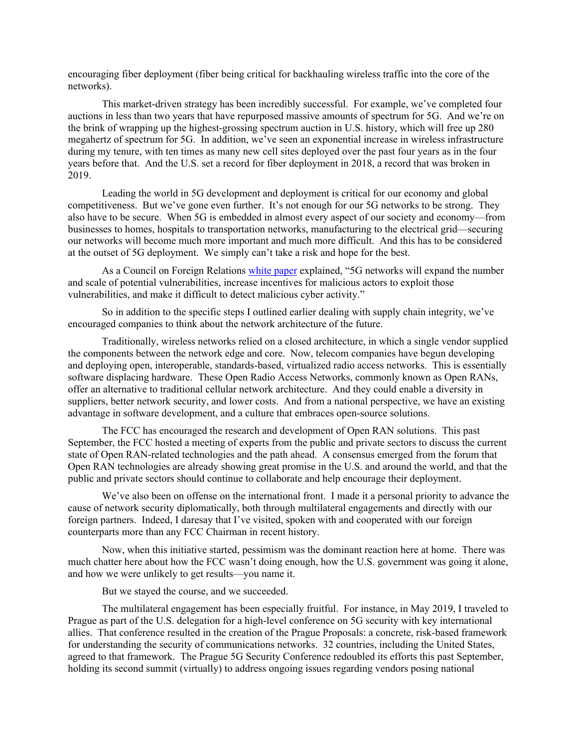encouraging fiber deployment (fiber being critical for backhauling wireless traffic into the core of the networks).

This market-driven strategy has been incredibly successful. For example, we've completed four auctions in less than two years that have repurposed massive amounts of spectrum for 5G. And we're on the brink of wrapping up the highest-grossing spectrum auction in U.S. history, which will free up 280 megahertz of spectrum for 5G. In addition, we've seen an exponential increase in wireless infrastructure during my tenure, with ten times as many new cell sites deployed over the past four years as in the four years before that. And the U.S. set a record for fiber deployment in 2018, a record that was broken in 2019.

Leading the world in 5G development and deployment is critical for our economy and global competitiveness. But we've gone even further. It's not enough for our 5G networks to be strong. They also have to be secure. When 5G is embedded in almost every aspect of our society and economy—from businesses to homes, hospitals to transportation networks, manufacturing to the electrical grid—securing our networks will become much more important and much more difficult. And this has to be considered at the outset of 5G deployment. We simply can't take a risk and hope for the best.

As a Council on Foreign Relations white paper explained, "5G networks will expand the number and scale of potential vulnerabilities, increase incentives for malicious actors to exploit those vulnerabilities, and make it difficult to detect malicious cyber activity."

So in addition to the specific steps I outlined earlier dealing with supply chain integrity, we've encouraged companies to think about the network architecture of the future.

Traditionally, wireless networks relied on a closed architecture, in which a single vendor supplied the components between the network edge and core. Now, telecom companies have begun developing and deploying open, interoperable, standards-based, virtualized radio access networks. This is essentially software displacing hardware. These Open Radio Access Networks, commonly known as Open RANs, offer an alternative to traditional cellular network architecture. And they could enable a diversity in suppliers, better network security, and lower costs. And from a national perspective, we have an existing advantage in software development, and a culture that embraces open-source solutions.

The FCC has encouraged the research and development of Open RAN solutions. This past September, the FCC hosted a meeting of experts from the public and private sectors to discuss the current state of Open RAN-related technologies and the path ahead. A consensus emerged from the forum that Open RAN technologies are already showing great promise in the U.S. and around the world, and that the public and private sectors should continue to collaborate and help encourage their deployment.

We've also been on offense on the international front. I made it a personal priority to advance the cause of network security diplomatically, both through multilateral engagements and directly with our foreign partners. Indeed, I daresay that I've visited, spoken with and cooperated with our foreign counterparts more than any FCC Chairman in recent history.

Now, when this initiative started, pessimism was the dominant reaction here at home. There was much chatter here about how the FCC wasn't doing enough, how the U.S. government was going it alone, and how we were unlikely to get results—you name it.

But we stayed the course, and we succeeded.

The multilateral engagement has been especially fruitful. For instance, in May 2019, I traveled to Prague as part of the U.S. delegation for a high-level conference on 5G security with key international allies. That conference resulted in the creation of the Prague Proposals: a concrete, risk-based framework for understanding the security of communications networks. 32 countries, including the United States, agreed to that framework. The Prague 5G Security Conference redoubled its efforts this past September, holding its second summit (virtually) to address ongoing issues regarding vendors posing national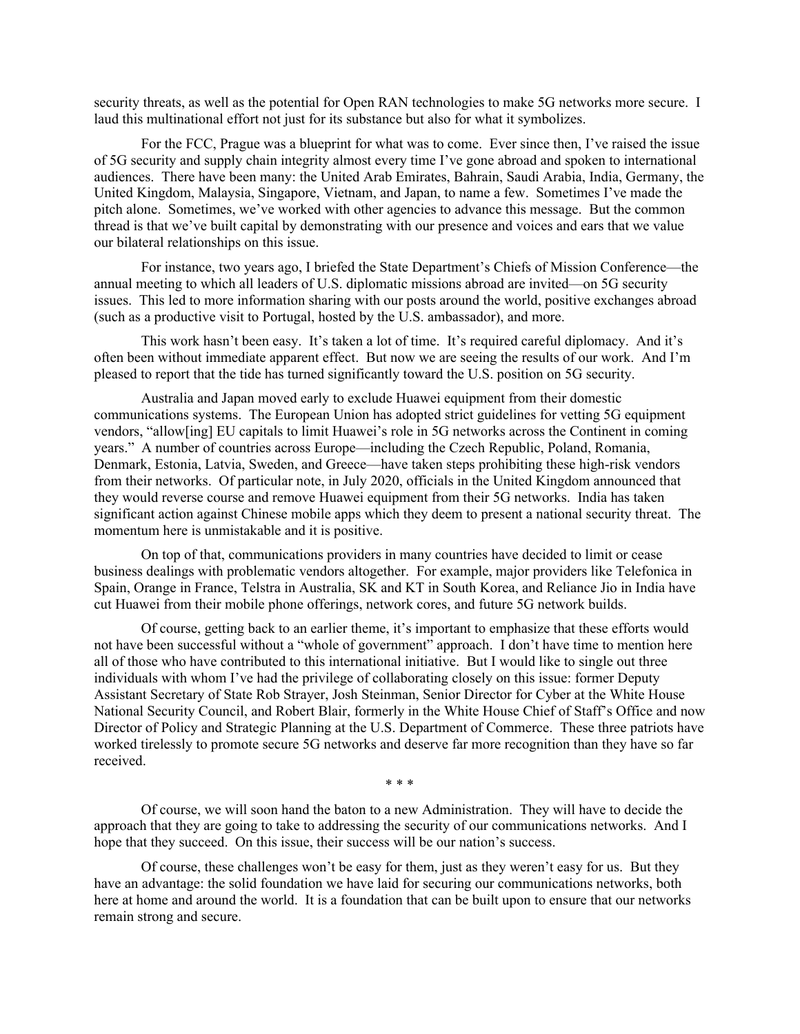security threats, as well as the potential for Open RAN technologies to make 5G networks more secure. I laud this multinational effort not just for its substance but also for what it symbolizes.

For the FCC, Prague was a blueprint for what was to come. Ever since then, I've raised the issue of 5G security and supply chain integrity almost every time I've gone abroad and spoken to international audiences. There have been many: the United Arab Emirates, Bahrain, Saudi Arabia, India, Germany, the United Kingdom, Malaysia, Singapore, Vietnam, and Japan, to name a few. Sometimes I've made the pitch alone. Sometimes, we've worked with other agencies to advance this message. But the common thread is that we've built capital by demonstrating with our presence and voices and ears that we value our bilateral relationships on this issue.

For instance, two years ago, I briefed the State Department's Chiefs of Mission Conference—the annual meeting to which all leaders of U.S. diplomatic missions abroad are invited—on 5G security issues. This led to more information sharing with our posts around the world, positive exchanges abroad (such as a productive visit to Portugal, hosted by the U.S. ambassador), and more.

This work hasn't been easy. It's taken a lot of time. It's required careful diplomacy. And it's often been without immediate apparent effect. But now we are seeing the results of our work. And I'm pleased to report that the tide has turned significantly toward the U.S. position on 5G security.

Australia and Japan moved early to exclude Huawei equipment from their domestic communications systems. The European Union has adopted strict guidelines for vetting 5G equipment vendors, "allow[ing] EU capitals to limit Huawei's role in 5G networks across the Continent in coming years." A number of countries across Europe—including the Czech Republic, Poland, Romania, Denmark, Estonia, Latvia, Sweden, and Greece—have taken steps prohibiting these high-risk vendors from their networks. Of particular note, in July 2020, officials in the United Kingdom announced that they would reverse course and remove Huawei equipment from their 5G networks. India has taken significant action against Chinese mobile apps which they deem to present a national security threat. The momentum here is unmistakable and it is positive.

On top of that, communications providers in many countries have decided to limit or cease business dealings with problematic vendors altogether. For example, major providers like Telefonica in Spain, Orange in France, Telstra in Australia, SK and KT in South Korea, and Reliance Jio in India have cut Huawei from their mobile phone offerings, network cores, and future 5G network builds.

Of course, getting back to an earlier theme, it's important to emphasize that these efforts would not have been successful without a "whole of government" approach. I don't have time to mention here all of those who have contributed to this international initiative. But I would like to single out three individuals with whom I've had the privilege of collaborating closely on this issue: former Deputy Assistant Secretary of State Rob Strayer, Josh Steinman, Senior Director for Cyber at the White House National Security Council, and Robert Blair, formerly in the White House Chief of Staff's Office and now Director of Policy and Strategic Planning at the U.S. Department of Commerce. These three patriots have worked tirelessly to promote secure 5G networks and deserve far more recognition than they have so far received.

\* \* \*

Of course, we will soon hand the baton to a new Administration. They will have to decide the approach that they are going to take to addressing the security of our communications networks. And I hope that they succeed. On this issue, their success will be our nation's success.

Of course, these challenges won't be easy for them, just as they weren't easy for us. But they have an advantage: the solid foundation we have laid for securing our communications networks, both here at home and around the world. It is a foundation that can be built upon to ensure that our networks remain strong and secure.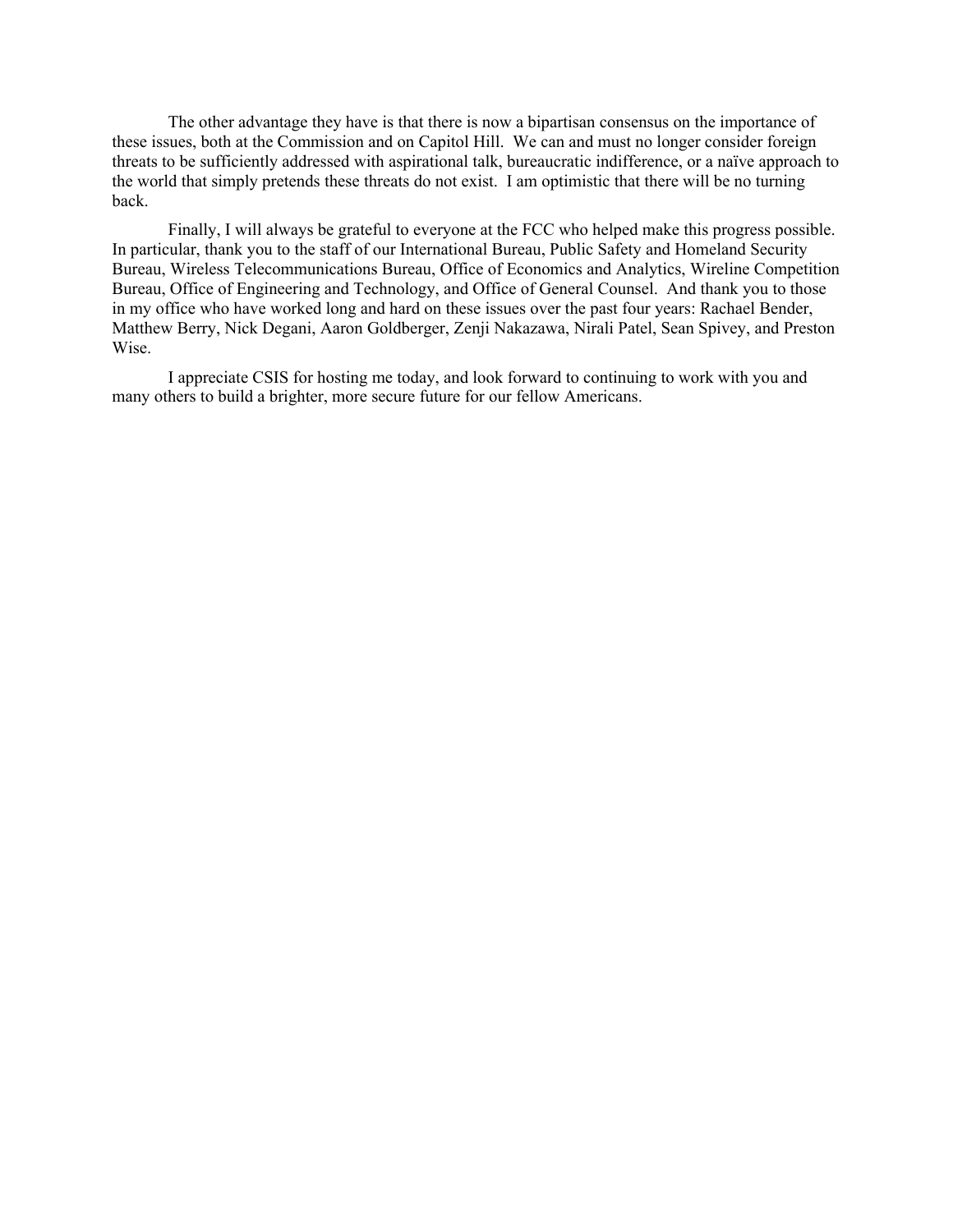The other advantage they have is that there is now a bipartisan consensus on the importance of these issues, both at the Commission and on Capitol Hill. We can and must no longer consider foreign threats to be sufficiently addressed with aspirational talk, bureaucratic indifference, or a naïve approach to the world that simply pretends these threats do not exist. I am optimistic that there will be no turning back.

Finally, I will always be grateful to everyone at the FCC who helped make this progress possible. In particular, thank you to the staff of our International Bureau, Public Safety and Homeland Security Bureau, Wireless Telecommunications Bureau, Office of Economics and Analytics, Wireline Competition Bureau, Office of Engineering and Technology, and Office of General Counsel. And thank you to those in my office who have worked long and hard on these issues over the past four years: Rachael Bender, Matthew Berry, Nick Degani, Aaron Goldberger, Zenji Nakazawa, Nirali Patel, Sean Spivey, and Preston Wise.

I appreciate CSIS for hosting me today, and look forward to continuing to work with you and many others to build a brighter, more secure future for our fellow Americans.